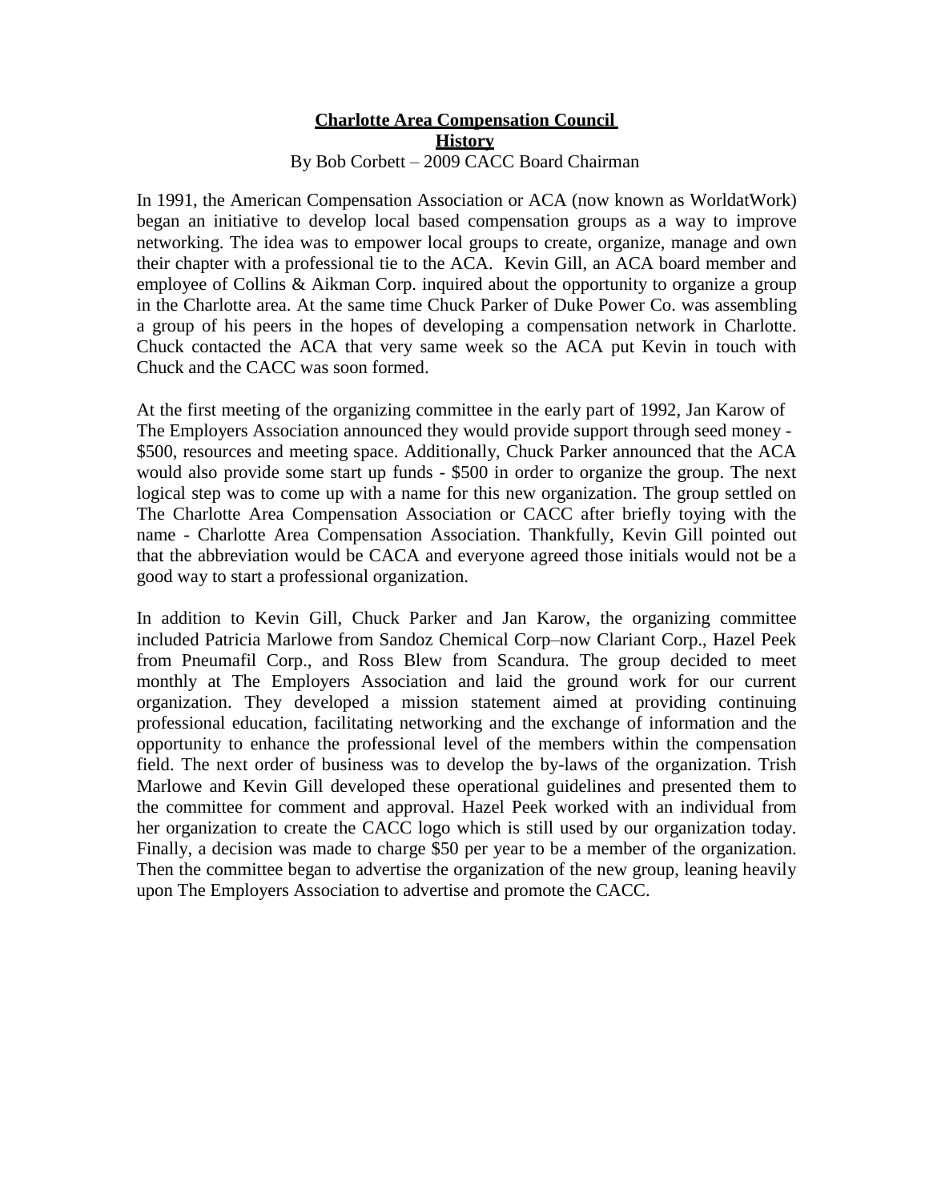# Charlotte Area Compensation Council History

By Bob Corbett – 2009 CACC Board Chairman

In 1991, the American Compensation Association or ACA (now known as WorldatWork) began an initiative to develop local based compensation groups as a way to improve networking. The idea was to empower local groups to create, organize, manage and own their chapter with a professional tie to the ACA. Kevin Gill, an ACA board member and employee of Collins & Aikman Corp. inquired about the opportunity to organize a group in the Charlotte area. At the same time Chuck Parker of Duke Power Co. was assembling a group of his peers in the hopes of developing a compensation network in Charlotte. Chuck contacted the ACA that very same week so the ACA put Kevin in touch with Chuck and the CACC was soon formed.

At the first meeting of the organizing committee in the early part of 1992, Jan Karow of The Employers Association announced they would provide support through seed money - $500, resources and meeting space. Additionally, Chuck Parker announced that the ACA would also provide some start up funds - $500 in order to organize the group. The next logical step was to come up with a name for this new organization. The group settled on The Charlotte Area Compensation Association or CACC after briefly toying with the name - Charlotte Area Compensation Association. Thankfully, Kevin Gill pointed out that the abbreviation would be CACA and everyone agreed those initials would not be a good way to start a professional organization.

In addition to Kevin Gill, Chuck Parker and Jan Karow, the organizing committee included Patricia Marlowe from Sandoz Chemical Corp–now Clariant Corp., Hazel Peek from Pneumafil Corp., and Ross Blew from Scandura. The group decided to meet monthly at The Employers Association and laid the ground work for our current organization. They developed a mission statement aimed at providing continuing professional education, facilitating networking and the exchange of information and the opportunity to enhance the professional level of the members within the compensation field. The next order of business was to develop the by-laws of the organization. Trish Marlowe and Kevin Gill developed these operational guidelines and presented them to the committee for comment and approval. Hazel Peek worked with an individual from her organization to create the CACC logo which is still used by our organization today. Finally, a decision was made to charge $50 per year to be a member of the organization. Then the committee began to advertise the organization of the new group, leaning heavily upon The Employers Association to advertise and promote the CACC.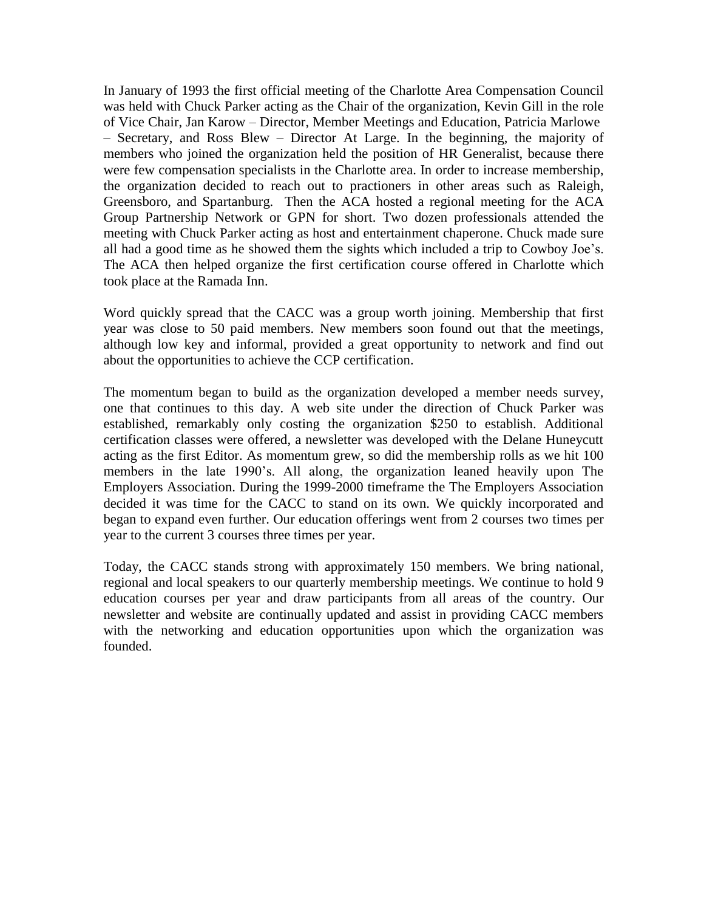In January of 1993 the first official meeting of the Charlotte Area Compensation Council was held with Chuck Parker acting as the Chair of the organization, Kevin Gill in the role of Vice Chair, Jan Karow – Director, Member Meetings and Education, Patricia Marlowe – Secretary, and Ross Blew – Director At Large. In the beginning, the majority of members who joined the organization held the position of HR Generalist, because there were few compensation specialists in the Charlotte area. In order to increase membership, the organization decided to reach out to practioners in other areas such as Raleigh, Greensboro, and Spartanburg. Then the ACA hosted a regional meeting for the ACA Group Partnership Network or GPN for short. Two dozen professionals attended the meeting with Chuck Parker acting as host and entertainment chaperone. Chuck made sure all had a good time as he showed them the sights which included a trip to Cowboy Joe's. The ACA then helped organize the first certification course offered in Charlotte which took place at the Ramada Inn.

Word quickly spread that the CACC was a group worth joining. Membership that first year was close to 50 paid members. New members soon found out that the meetings, although low key and informal, provided a great opportunity to network and find out about the opportunities to achieve the CCP certification.

The momentum began to build as the organization developed a member needs survey, one that continues to this day. A web site under the direction of Chuck Parker was established, remarkably only costing the organization $250 to establish. Additional certification classes were offered, a newsletter was developed with the Delane Huneycutt acting as the first Editor. As momentum grew, so did the membership rolls as we hit 100 members in the late 1990's. All along, the organization leaned heavily upon The Employers Association. During the 1999-2000 timeframe the The Employers Association decided it was time for the CACC to stand on its own. We quickly incorporated and began to expand even further. Our education offerings went from 2 courses two times per year to the current 3 courses three times per year.

Today, the CACC stands strong with approximately 150 members. We bring national, regional and local speakers to our quarterly membership meetings. We continue to hold 9 education courses per year and draw participants from all areas of the country. Our newsletter and website are continually updated and assist in providing CACC members with the networking and education opportunities upon which the organization was founded.